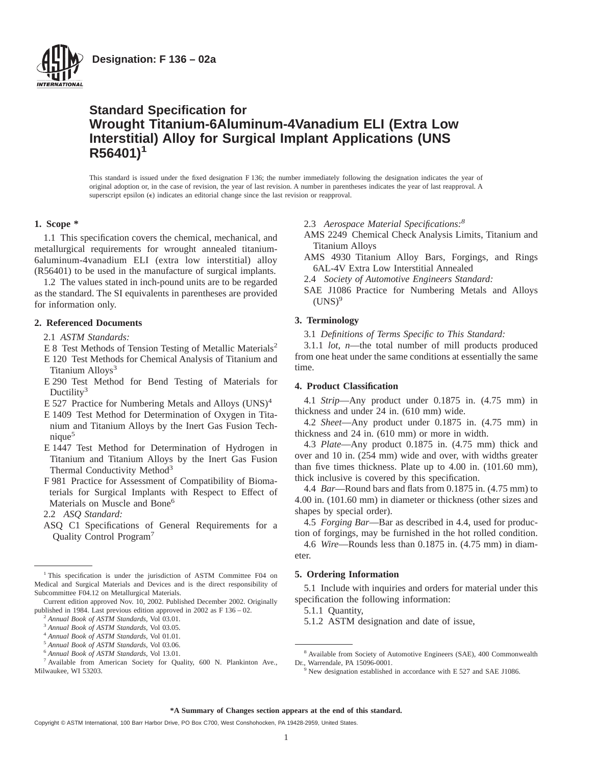**Designation: F 136 – 02a**

# Standard Specification for Wrought Titanium-6Aluminum-4Vanadium ELI (Extra Low Interstitial) Alloy for Surgical Implant Applications (UNS R56401)[1]

This standard is issued under the fixed designation F 136; the number immediately following the designation indicates the year of original adoption or, in the case of revision, the year of last revision. A number in parentheses indicates the year of last reapproval. A superscript epsilon (ε) indicates an editorial change since the last revision or reapproval.

## 1. Scope *

1.1 This specification covers the chemical, mechanical, and metallurgical requirements for wrought annealed titanium-6aluminum-4vanadium ELI (extra low interstitial) alloy (R56401) to be used in the manufacture of surgical implants.

1.2 The values stated in inch-pound units are to be regarded as the standard. The SI equivalents in parentheses are provided for information only.

## 2. Referenced Documents

2.1 *ASTM Standards:*

E 8 Test Methods of Tension Testing of Metallic Materials[2]

E 120 Test Methods for Chemical Analysis of Titanium and Titanium Alloys[3]

E 290 Test Method for Bend Testing of Materials for Ductility[3]

E 527 Practice for Numbering Metals and Alloys (UNS)[4]

E 1409 Test Method for Determination of Oxygen in Titanium and Titanium Alloys by the Inert Gas Fusion Technique[5]

E 1447 Test Method for Determination of Hydrogen in Titanium and Titanium Alloys by the Inert Gas Fusion Thermal Conductivity Method[3]

F 981 Practice for Assessment of Compatibility of Biomaterials for Surgical Implants with Respect to Effect of Materials on Muscle and Bone[6]

2.2 *ASQ Standard:*

ASQ C1 Specifications of General Requirements for a Quality Control Program[7]

2.3 *Aerospace Material Specifications:*[8]

AMS 2249 Chemical Check Analysis Limits, Titanium and Titanium Alloys

AMS 4930 Titanium Alloy Bars, Forgings, and Rings 6AL-4V Extra Low Interstitial Annealed

2.4 *Society of Automotive Engineers Standard:*

SAE J1086 Practice for Numbering Metals and Alloys (UNS)[9]

## 3. Terminology

3.1 *Definitions of Terms Specific to This Standard:*

3.1.1 *lot, n*—the total number of mill products produced from one heat under the same conditions at essentially the same time.

## 4. Product Classification

4.1 *Strip*—Any product under 0.1875 in. (4.75 mm) in thickness and under 24 in. (610 mm) wide.

4.2 *Sheet*—Any product under 0.1875 in. (4.75 mm) in thickness and 24 in. (610 mm) or more in width.

4.3 *Plate*—Any product 0.1875 in. (4.75 mm) thick and over and 10 in. (254 mm) wide and over, with widths greater than five times thickness. Plate up to 4.00 in. (101.60 mm), thick inclusive is covered by this specification.

4.4 *Bar*—Round bars and flats from 0.1875 in. (4.75 mm) to 4.00 in. (101.60 mm) in diameter or thickness (other sizes and shapes by special order).

4.5 *Forging Bar*—Bar as described in 4.4, used for production of forgings, may be furnished in the hot rolled condition.

4.6 *Wire*—Rounds less than 0.1875 in. (4.75 mm) in diameter.

## 5. Ordering Information

5.1 Include with inquiries and orders for material under this specification the following information:

5.1.1 Quantity,

5.1.2 ASTM designation and date of issue,

---

[1] This specification is under the jurisdiction of ASTM Committee F04 on Medical and Surgical Materials and Devices and is the direct responsibility of Subcommittee F04.12 on Metallurgical Materials.

Current edition approved Nov. 10, 2002. Published December 2002. Originally published in 1984. Last previous edition approved in 2002 as F 136 – 02.

[2] *Annual Book of ASTM Standards*, Vol 03.01.

[3] *Annual Book of ASTM Standards*, Vol 03.05.

[4] *Annual Book of ASTM Standards*, Vol 01.01.

[5] *Annual Book of ASTM Standards*, Vol 03.06.

[6] *Annual Book of ASTM Standards*, Vol 13.01.

[7] Available from American Society for Quality, 600 N. Plankinton Ave., Milwaukee, WI 53203.

[8] Available from Society of Automotive Engineers (SAE), 400 Commonwealth Dr., Warrendale, PA 15096-0001.

[9] New designation established in accordance with E 527 and SAE J1086.

**\*A Summary of Changes section appears at the end of this standard.**

Copyright © ASTM International, 100 Barr Harbor Drive, PO Box C700, West Conshohocken, PA 19428-2959, United States.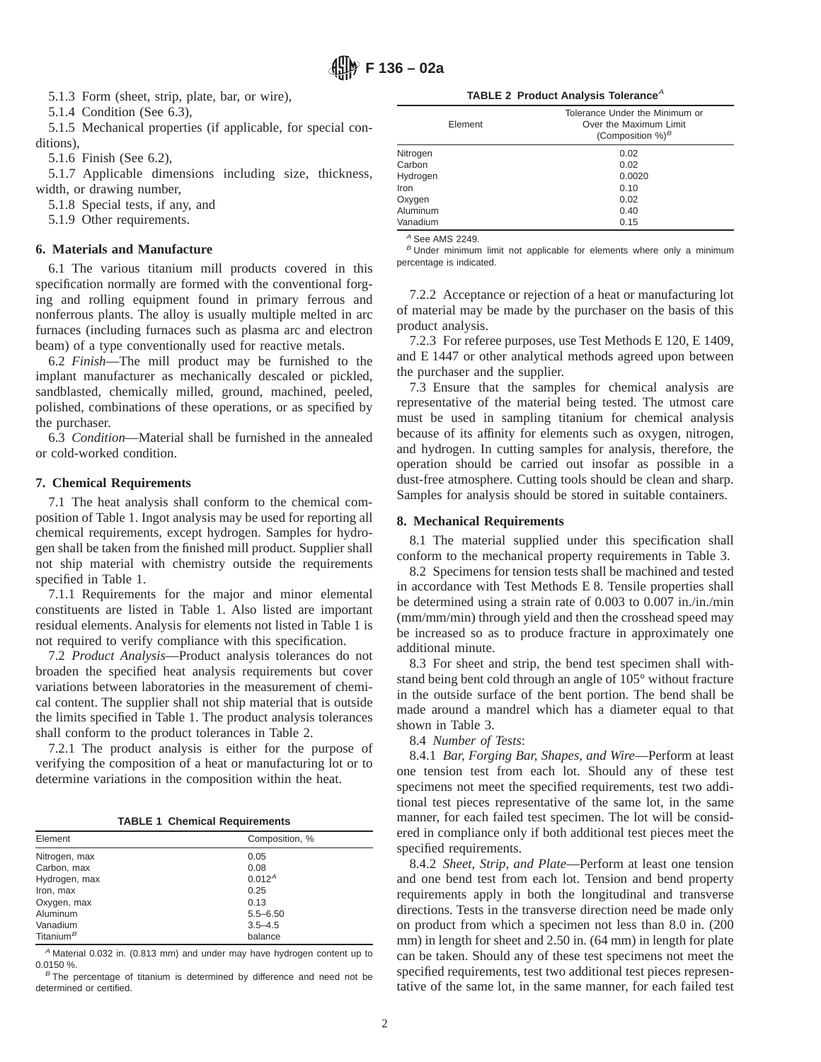5.1.3 Form (sheet, strip, plate, bar, or wire),

5.1.4 Condition (See 6.3),

5.1.5 Mechanical properties (if applicable, for special conditions),

5.1.6 Finish (See 6.2),

5.1.7 Applicable dimensions including size, thickness, width, or drawing number,

5.1.8 Special tests, if any, and

5.1.9 Other requirements.

## 6. Materials and Manufacture

6.1 The various titanium mill products covered in this specification normally are formed with the conventional forging and rolling equipment found in primary ferrous and nonferrous plants. The alloy is usually multiple melted in arc furnaces (including furnaces such as plasma arc and electron beam) of a type conventionally used for reactive metals.

6.2 *Finish*—The mill product may be furnished to the implant manufacturer as mechanically descaled or pickled, sandblasted, chemically milled, ground, machined, peeled, polished, combinations of these operations, or as specified by the purchaser.

6.3 *Condition*—Material shall be furnished in the annealed or cold-worked condition.

## 7. Chemical Requirements

7.1 The heat analysis shall conform to the chemical composition of Table 1. Ingot analysis may be used for reporting all chemical requirements, except hydrogen. Samples for hydrogen shall be taken from the finished mill product. Supplier shall not ship material with chemistry outside the requirements specified in Table 1.

7.1.1 Requirements for the major and minor elemental constituents are listed in Table 1. Also listed are important residual elements. Analysis for elements not listed in Table 1 is not required to verify compliance with this specification.

7.2 *Product Analysis*—Product analysis tolerances do not broaden the specified heat analysis requirements but cover variations between laboratories in the measurement of chemical content. The supplier shall not ship material that is outside the limits specified in Table 1. The product analysis tolerances shall conform to the product tolerances in Table 2.

7.2.1 The product analysis is either for the purpose of verifying the composition of a heat or manufacturing lot or to determine variations in the composition within the heat.

**TABLE 1 Chemical Requirements**

| Element | Composition, % |
|---|---|
| Nitrogen, max | 0.05 |
| Carbon, max | 0.08 |
| Hydrogen, max | 0.012[A] |
| Iron, max | 0.25 |
| Oxygen, max | 0.13 |
| Aluminum | 5.5–6.50 |
| Vanadium | 3.5–4.5 |
| Titanium[B] | balance |

[A] Material 0.032 in. (0.813 mm) and under may have hydrogen content up to 0.0150 %.

[B] The percentage of titanium is determined by difference and need not be determined or certified.

**TABLE 2 Product Analysis Tolerance[A]**

| Element | Tolerance Under the Minimum or Over the Maximum Limit (Composition %)[B] |
|---|---|
| Nitrogen | 0.02 |
| Carbon | 0.02 |
| Hydrogen | 0.0020 |
| Iron | 0.10 |
| Oxygen | 0.02 |
| Aluminum | 0.40 |
| Vanadium | 0.15 |

[A] See AMS 2249.

[B] Under minimum limit not applicable for elements where only a minimum percentage is indicated.

7.2.2 Acceptance or rejection of a heat or manufacturing lot of material may be made by the purchaser on the basis of this product analysis.

7.2.3 For referee purposes, use Test Methods E 120, E 1409, and E 1447 or other analytical methods agreed upon between the purchaser and the supplier.

7.3 Ensure that the samples for chemical analysis are representative of the material being tested. The utmost care must be used in sampling titanium for chemical analysis because of its affinity for elements such as oxygen, nitrogen, and hydrogen. In cutting samples for analysis, therefore, the operation should be carried out insofar as possible in a dust-free atmosphere. Cutting tools should be clean and sharp. Samples for analysis should be stored in suitable containers.

## 8. Mechanical Requirements

8.1 The material supplied under this specification shall conform to the mechanical property requirements in Table 3.

8.2 Specimens for tension tests shall be machined and tested in accordance with Test Methods E 8. Tensile properties shall be determined using a strain rate of 0.003 to 0.007 in./in./min (mm/mm/min) through yield and then the crosshead speed may be increased so as to produce fracture in approximately one additional minute.

8.3 For sheet and strip, the bend test specimen shall withstand being bent cold through an angle of 105° without fracture in the outside surface of the bent portion. The bend shall be made around a mandrel which has a diameter equal to that shown in Table 3.

8.4 *Number of Tests*:

8.4.1 *Bar, Forging Bar, Shapes, and Wire*—Perform at least one tension test from each lot. Should any of these test specimens not meet the specified requirements, test two additional test pieces representative of the same lot, in the same manner, for each failed test specimen. The lot will be considered in compliance only if both additional test pieces meet the specified requirements.

8.4.2 *Sheet, Strip, and Plate*—Perform at least one tension and one bend test from each lot. Tension and bend property requirements apply in both the longitudinal and transverse directions. Tests in the transverse direction need be made only on product from which a specimen not less than 8.0 in. (200 mm) in length for sheet and 2.50 in. (64 mm) in length for plate can be taken. Should any of these test specimens not meet the specified requirements, test two additional test pieces representative of the same lot, in the same manner, for each failed test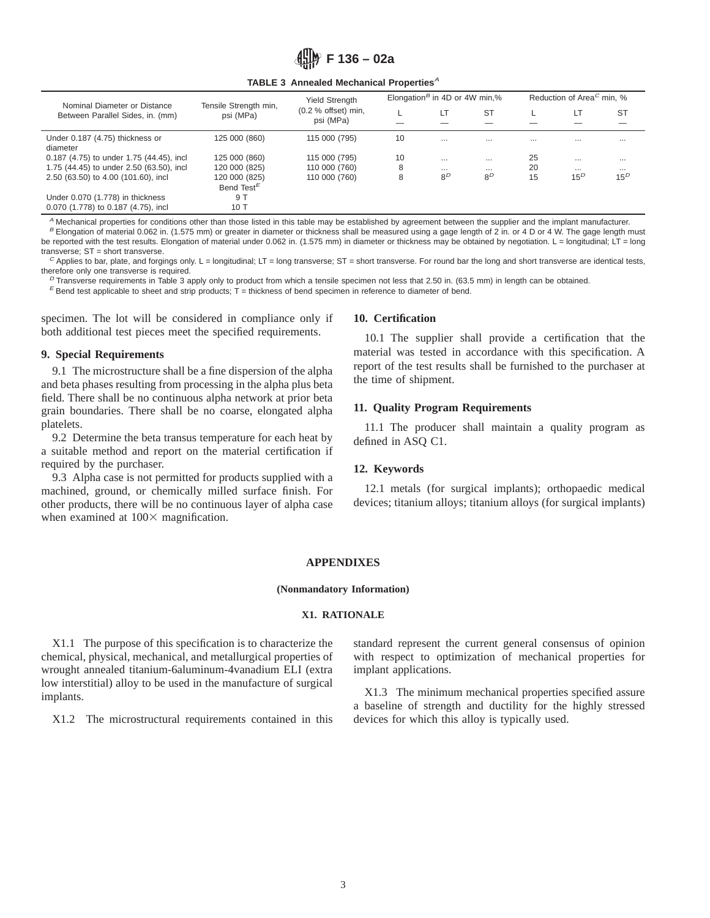**TABLE 3 Annealed Mechanical Properties[A]**

| Nominal Diameter or Distance Between Parallel Sides, in. (mm) | Tensile Strength min, psi (MPa) | Yield Strength (0.2 % offset) min, psi (MPa) | Elongation[B] in 4D or 4W min,% | | | Reduction of Area[C] min, % | | |
|---|---|---|---|---|---|---|---|---|
| | | | L | LT | ST | L | LT | ST |
| Under 0.187 (4.75) thickness or diameter | 125 000 (860) | 115 000 (795) | 10 | ... | ... | ... | ... | ... |
| 0.187 (4.75) to under 1.75 (44.45), incl | 125 000 (860) | 115 000 (795) | 10 | ... | ... | 25 | ... | ... |
| 1.75 (44.45) to under 2.50 (63.50), incl | 120 000 (825) | 110 000 (760) | 8 | ... | ... | 20 | ... | ... |
| 2.50 (63.50) to 4.00 (101.60), incl | 120 000 (825) | 110 000 (760) | 8 | 8[D] | 8[D] | 15 | 15[D] | 15[D] |
| | Bend Test[E] | | | | | | | |
| Under 0.070 (1.778) in thickness | 9 T | | | | | | | |
| 0.070 (1.778) to 0.187 (4.75), incl | 10 T | | | | | | | |

[A] Mechanical properties for conditions other than those listed in this table may be established by agreement between the supplier and the implant manufacturer.

[B] Elongation of material 0.062 in. (1.575 mm) or greater in diameter or thickness shall be measured using a gage length of 2 in. or 4 D or 4 W. The gage length must be reported with the test results. Elongation of material under 0.062 in. (1.575 mm) in diameter or thickness may be obtained by negotiation. L = longitudinal; LT = long transverse; ST = short transverse.

[C] Applies to bar, plate, and forgings only. L = longitudinal; LT = long transverse; ST = short transverse. For round bar the long and short transverse are identical tests, therefore only one transverse is required.

[D] Transverse requirements in Table 3 apply only to product from which a tensile specimen not less that 2.50 in. (63.5 mm) in length can be obtained.

[E] Bend test applicable to sheet and strip products; T = thickness of bend specimen in reference to diameter of bend.

specimen. The lot will be considered in compliance only if both additional test pieces meet the specified requirements.

## 9. Special Requirements

9.1 The microstructure shall be a fine dispersion of the alpha and beta phases resulting from processing in the alpha plus beta field. There shall be no continuous alpha network at prior beta grain boundaries. There shall be no coarse, elongated alpha platelets.

9.2 Determine the beta transus temperature for each heat by a suitable method and report on the material certification if required by the purchaser.

9.3 Alpha case is not permitted for products supplied with a machined, ground, or chemically milled surface finish. For other products, there will be no continuous layer of alpha case when examined at 100× magnification.

## 10. Certification

10.1 The supplier shall provide a certification that the material was tested in accordance with this specification. A report of the test results shall be furnished to the purchaser at the time of shipment.

## 11. Quality Program Requirements

11.1 The producer shall maintain a quality program as defined in ASQ C1.

## 12. Keywords

12.1 metals (for surgical implants); orthopaedic medical devices; titanium alloys; titanium alloys (for surgical implants)

## APPENDIXES

**(Nonmandatory Information)**

### X1. RATIONALE

X1.1 The purpose of this specification is to characterize the chemical, physical, mechanical, and metallurgical properties of wrought annealed titanium-6aluminum-4vanadium ELI (extra low interstitial) alloy to be used in the manufacture of surgical implants.

X1.2 The microstructural requirements contained in this standard represent the current general consensus of opinion with respect to optimization of mechanical properties for implant applications.

X1.3 The minimum mechanical properties specified assure a baseline of strength and ductility for the highly stressed devices for which this alloy is typically used.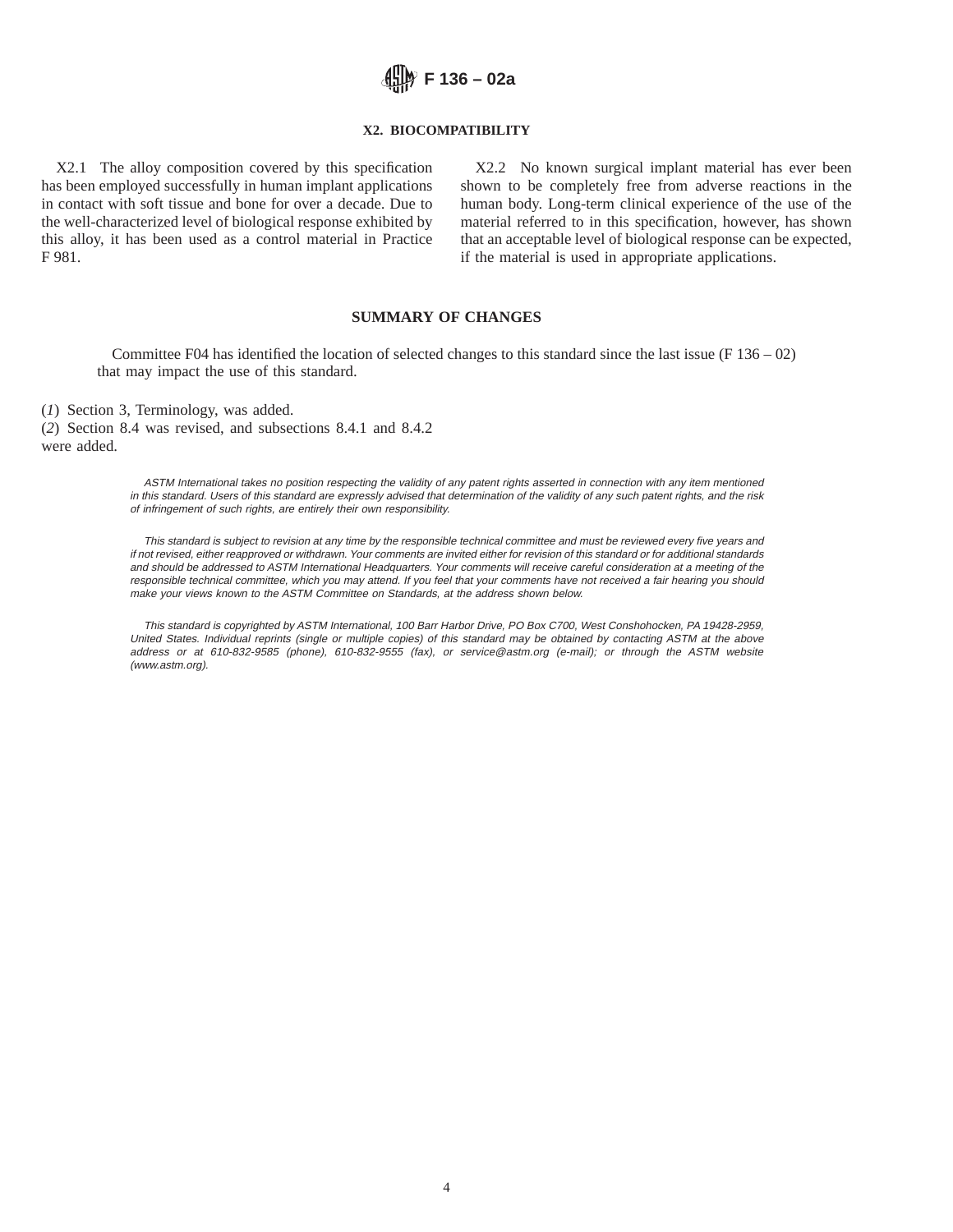## X2. BIOCOMPATIBILITY

X2.1 The alloy composition covered by this specification has been employed successfully in human implant applications in contact with soft tissue and bone for over a decade. Due to the well-characterized level of biological response exhibited by this alloy, it has been used as a control material in Practice F 981.

X2.2 No known surgical implant material has ever been shown to be completely free from adverse reactions in the human body. Long-term clinical experience of the use of the material referred to in this specification, however, has shown that an acceptable level of biological response can be expected, if the material is used in appropriate applications.

## SUMMARY OF CHANGES

Committee F04 has identified the location of selected changes to this standard since the last issue (F 136 – 02) that may impact the use of this standard.

(*1*) Section 3, Terminology, was added.
(*2*) Section 8.4 was revised, and subsections 8.4.1 and 8.4.2 were added.

*ASTM International takes no position respecting the validity of any patent rights asserted in connection with any item mentioned in this standard. Users of this standard are expressly advised that determination of the validity of any such patent rights, and the risk of infringement of such rights, are entirely their own responsibility.*

*This standard is subject to revision at any time by the responsible technical committee and must be reviewed every five years and if not revised, either reapproved or withdrawn. Your comments are invited either for revision of this standard or for additional standards and should be addressed to ASTM International Headquarters. Your comments will receive careful consideration at a meeting of the responsible technical committee, which you may attend. If you feel that your comments have not received a fair hearing you should make your views known to the ASTM Committee on Standards, at the address shown below.*

*This standard is copyrighted by ASTM International, 100 Barr Harbor Drive, PO Box C700, West Conshohocken, PA 19428-2959, United States. Individual reprints (single or multiple copies) of this standard may be obtained by contacting ASTM at the above address or at 610-832-9585 (phone), 610-832-9555 (fax), or service@astm.org (e-mail); or through the ASTM website (www.astm.org).*